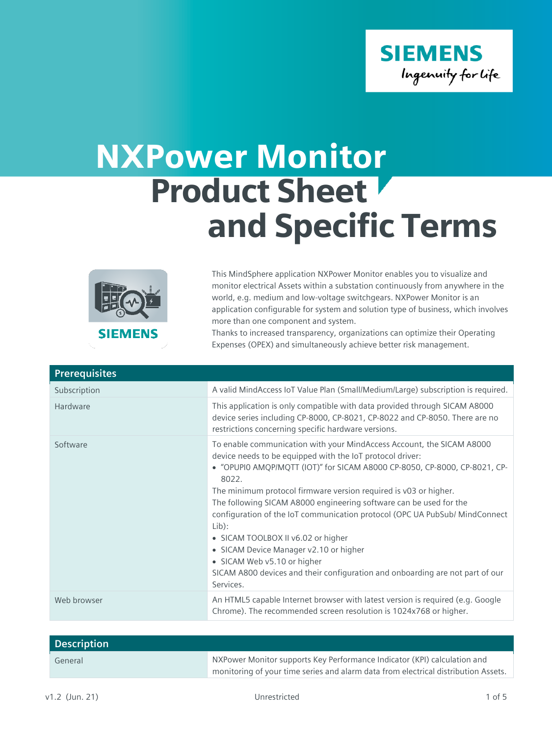# NXPower Monitor Product Sheet and Specific Terms

This MindSphere application NXPower Monitor enables you to visualize and monitor electrical Assets within a substation continuously from anywhere in the world, e.g. medium and low-voltage switchgears. NXPower Monitor is an application configurable for system and solution type of business, which involves more than one component and system.
Thanks to increased transparency, organizations can optimize their Operating Expenses (OPEX) and simultaneously achieve better risk management.

| Prerequisites | |
|---|---|
| Subscription | A valid MindAccess IoT Value Plan (Small/Medium/Large) subscription is required. |
| Hardware | This application is only compatible with data provided through SICAM A8000 device series including CP-8000, CP-8021, CP-8022 and CP-8050. There are no restrictions concerning specific hardware versions. |
| Software | To enable communication with your MindAccess Account, the SICAM A8000 device needs to be equipped with the IoT protocol driver:<br>• "OPUPI0 AMQP/MQTT (IOT)" for SICAM A8000 CP-8050, CP-8000, CP-8021, CP-8022.<br>The minimum protocol firmware version required is v03 or higher.<br>The following SICAM A8000 engineering software can be used for the configuration of the IoT communication protocol (OPC UA PubSub/ MindConnect Lib):<br>• SICAM TOOLBOX II v6.02 or higher<br>• SICAM Device Manager v2.10 or higher<br>• SICAM Web v5.10 or higher<br>SICAM A800 devices and their configuration and onboarding are not part of our Services. |
| Web browser | An HTML5 capable Internet browser with latest version is required (e.g. Google Chrome). The recommended screen resolution is 1024x768 or higher. |

| Description | |
|---|---|
| General | NXPower Monitor supports Key Performance Indicator (KPI) calculation and monitoring of your time series and alarm data from electrical distribution Assets. |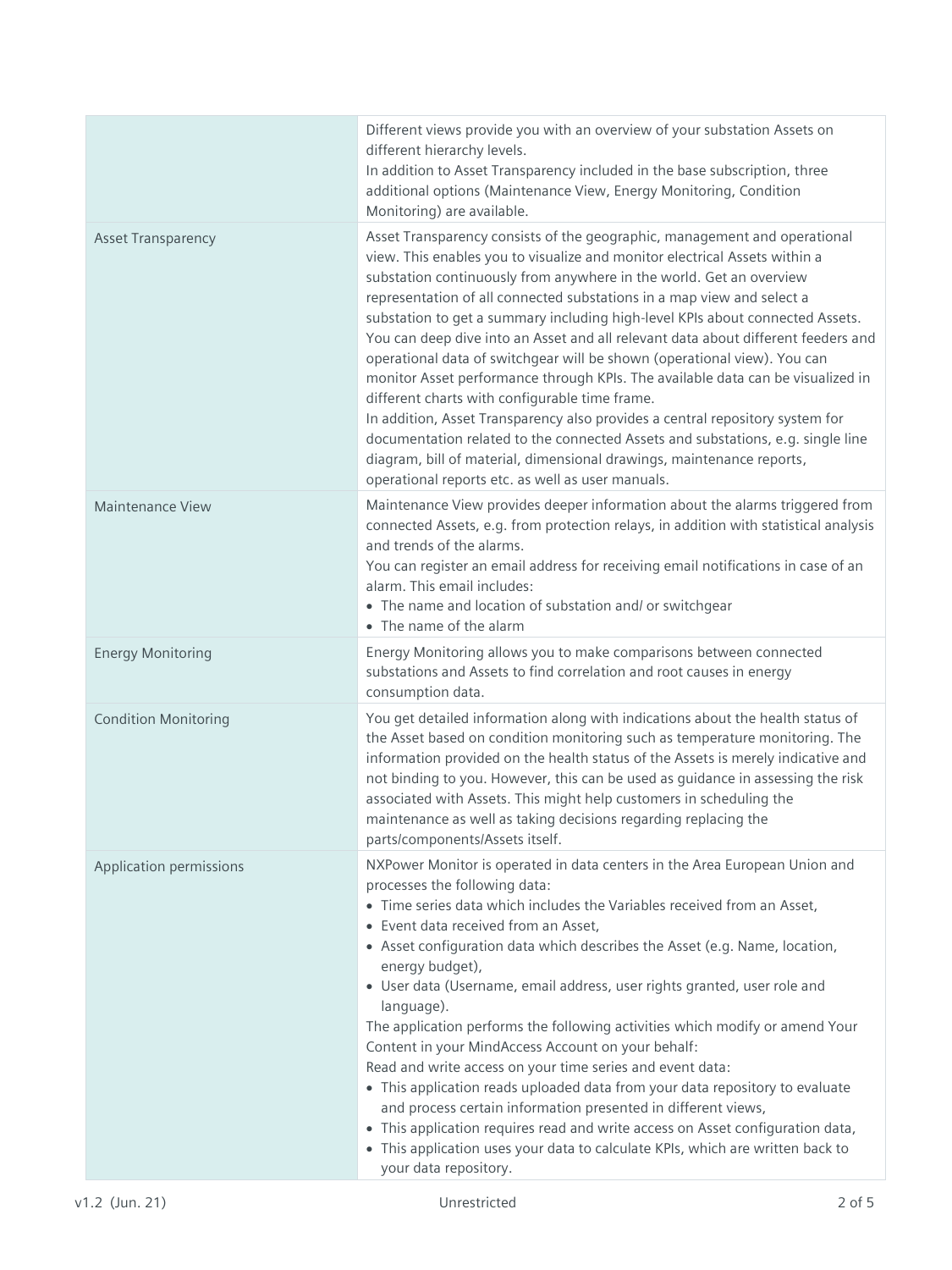| | |
|---|---|
| | Different views provide you with an overview of your substation Assets on different hierarchy levels.<br>In addition to Asset Transparency included in the base subscription, three additional options (Maintenance View, Energy Monitoring, Condition Monitoring) are available. |
| Asset Transparency | Asset Transparency consists of the geographic, management and operational view. This enables you to visualize and monitor electrical Assets within a substation continuously from anywhere in the world. Get an overview representation of all connected substations in a map view and select a substation to get a summary including high-level KPIs about connected Assets. You can deep dive into an Asset and all relevant data about different feeders and operational data of switchgear will be shown (operational view). You can monitor Asset performance through KPIs. The available data can be visualized in different charts with configurable time frame.<br>In addition, Asset Transparency also provides a central repository system for documentation related to the connected Assets and substations, e.g. single line diagram, bill of material, dimensional drawings, maintenance reports, operational reports etc. as well as user manuals. |
| Maintenance View | Maintenance View provides deeper information about the alarms triggered from connected Assets, e.g. from protection relays, in addition with statistical analysis and trends of the alarms.<br>You can register an email address for receiving email notifications in case of an alarm. This email includes:<br>• The name and location of substation and/ or switchgear<br>• The name of the alarm |
| Energy Monitoring | Energy Monitoring allows you to make comparisons between connected substations and Assets to find correlation and root causes in energy consumption data. |
| Condition Monitoring | You get detailed information along with indications about the health status of the Asset based on condition monitoring such as temperature monitoring. The information provided on the health status of the Assets is merely indicative and not binding to you. However, this can be used as guidance in assessing the risk associated with Assets. This might help customers in scheduling the maintenance as well as taking decisions regarding replacing the parts/components/Assets itself. |
| Application permissions | NXPower Monitor is operated in data centers in the Area European Union and processes the following data:<br>• Time series data which includes the Variables received from an Asset,<br>• Event data received from an Asset,<br>• Asset configuration data which describes the Asset (e.g. Name, location, energy budget),<br>• User data (Username, email address, user rights granted, user role and language).<br>The application performs the following activities which modify or amend Your Content in your MindAccess Account on your behalf:<br>Read and write access on your time series and event data:<br>• This application reads uploaded data from your data repository to evaluate and process certain information presented in different views,<br>• This application requires read and write access on Asset configuration data,<br>• This application uses your data to calculate KPIs, which are written back to your data repository. |

v1.2 (Jun. 21) Unrestricted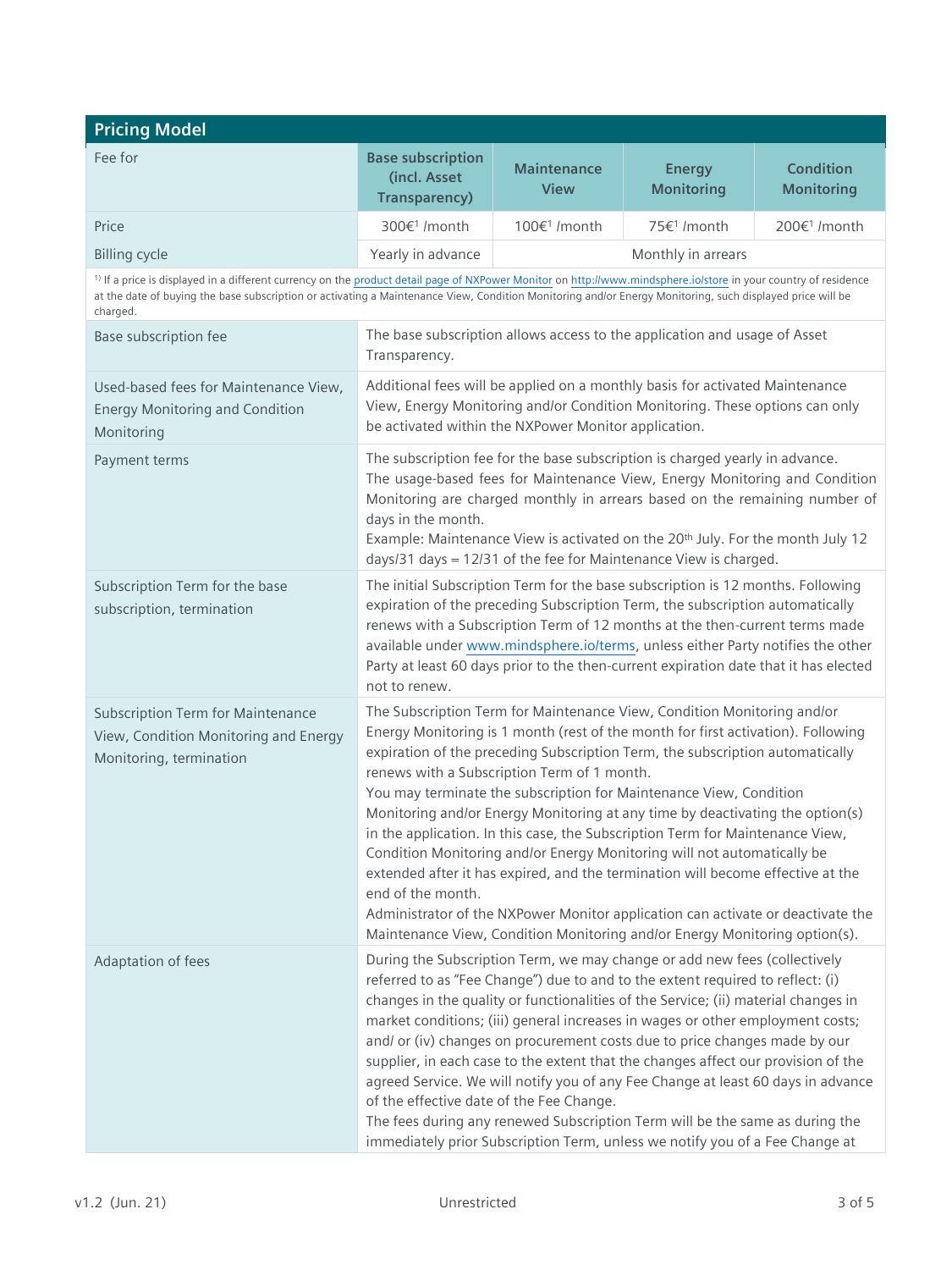## Pricing Model

| Fee for | Base subscription (incl. Asset Transparency) | Maintenance View | Energy Monitoring | Condition Monitoring |
|---|---|---|---|---|
| Price | 300€[1] /month | 100€[1] /month | 75€[1] /month | 200€[1] /month |
| Billing cycle | Yearly in advance | Monthly in arrears | | |

[1]) If a price is displayed in a different currency on the product detail page of NXPower Monitor on http://www.mindsphere.io/store in your country of residence at the date of buying the base subscription or activating a Maintenance View, Condition Monitoring and/or Energy Monitoring, such displayed price will be charged.

| | |
|---|---|
| Base subscription fee | The base subscription allows access to the application and usage of Asset Transparency. |
| Used-based fees for Maintenance View, Energy Monitoring and Condition Monitoring | Additional fees will be applied on a monthly basis for activated Maintenance View, Energy Monitoring and/or Condition Monitoring. These options can only be activated within the NXPower Monitor application. |
| Payment terms | The subscription fee for the base subscription is charged yearly in advance. The usage-based fees for Maintenance View, Energy Monitoring and Condition Monitoring are charged monthly in arrears based on the remaining number of days in the month. Example: Maintenance View is activated on the 20th July. For the month July 12 days/31 days = 12/31 of the fee for Maintenance View is charged. |
| Subscription Term for the base subscription, termination | The initial Subscription Term for the base subscription is 12 months. Following expiration of the preceding Subscription Term, the subscription automatically renews with a Subscription Term of 12 months at the then-current terms made available under www.mindsphere.io/terms, unless either Party notifies the other Party at least 60 days prior to the then-current expiration date that it has elected not to renew. |
| Subscription Term for Maintenance View, Condition Monitoring and Energy Monitoring, termination | The Subscription Term for Maintenance View, Condition Monitoring and/or Energy Monitoring is 1 month (rest of the month for first activation). Following expiration of the preceding Subscription Term, the subscription automatically renews with a Subscription Term of 1 month. You may terminate the subscription for Maintenance View, Condition Monitoring and/or Energy Monitoring at any time by deactivating the option(s) in the application. In this case, the Subscription Term for Maintenance View, Condition Monitoring and/or Energy Monitoring will not automatically be extended after it has expired, and the termination will become effective at the end of the month. Administrator of the NXPower Monitor application can activate or deactivate the Maintenance View, Condition Monitoring and/or Energy Monitoring option(s). |
| Adaptation of fees | During the Subscription Term, we may change or add new fees (collectively referred to as "Fee Change") due to and to the extent required to reflect: (i) changes in the quality or functionalities of the Service; (ii) material changes in market conditions; (iii) general increases in wages or other employment costs; and/ or (iv) changes on procurement costs due to price changes made by our supplier, in each case to the extent that the changes affect our provision of the agreed Service. We will notify you of any Fee Change at least 60 days in advance of the effective date of the Fee Change. The fees during any renewed Subscription Term will be the same as during the immediately prior Subscription Term, unless we notify you of a Fee Change at |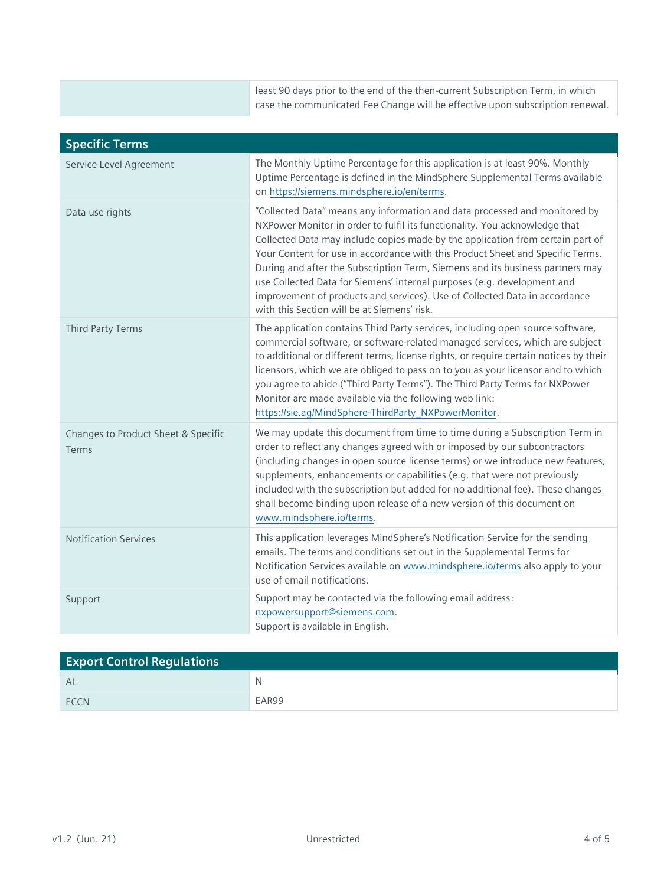| | |
|---|---|
| | least 90 days prior to the end of the then-current Subscription Term, in which case the communicated Fee Change will be effective upon subscription renewal. |

| Specific Terms | |
|---|---|
| Service Level Agreement | The Monthly Uptime Percentage for this application is at least 90%. Monthly Uptime Percentage is defined in the MindSphere Supplemental Terms available on https://siemens.mindsphere.io/en/terms. |
| Data use rights | "Collected Data" means any information and data processed and monitored by NXPower Monitor in order to fulfil its functionality. You acknowledge that Collected Data may include copies made by the application from certain part of Your Content for use in accordance with this Product Sheet and Specific Terms. During and after the Subscription Term, Siemens and its business partners may use Collected Data for Siemens' internal purposes (e.g. development and improvement of products and services). Use of Collected Data in accordance with this Section will be at Siemens' risk. |
| Third Party Terms | The application contains Third Party services, including open source software, commercial software, or software-related managed services, which are subject to additional or different terms, license rights, or require certain notices by their licensors, which we are obliged to pass on to you as your licensor and to which you agree to abide ("Third Party Terms"). The Third Party Terms for NXPower Monitor are made available via the following web link: https://sie.ag/MindSphere-ThirdParty_NXPowerMonitor. |
| Changes to Product Sheet & Specific Terms | We may update this document from time to time during a Subscription Term in order to reflect any changes agreed with or imposed by our subcontractors (including changes in open source license terms) or we introduce new features, supplements, enhancements or capabilities (e.g. that were not previously included with the subscription but added for no additional fee). These changes shall become binding upon release of a new version of this document on www.mindsphere.io/terms. |
| Notification Services | This application leverages MindSphere's Notification Service for the sending emails. The terms and conditions set out in the Supplemental Terms for Notification Services available on www.mindsphere.io/terms also apply to your use of email notifications. |
| Support | Support may be contacted via the following email address: nxpowersupport@siemens.com.<br>Support is available in English. |

| Export Control Regulations | |
|---|---|
| AL | N |
| ECCN | EAR99 |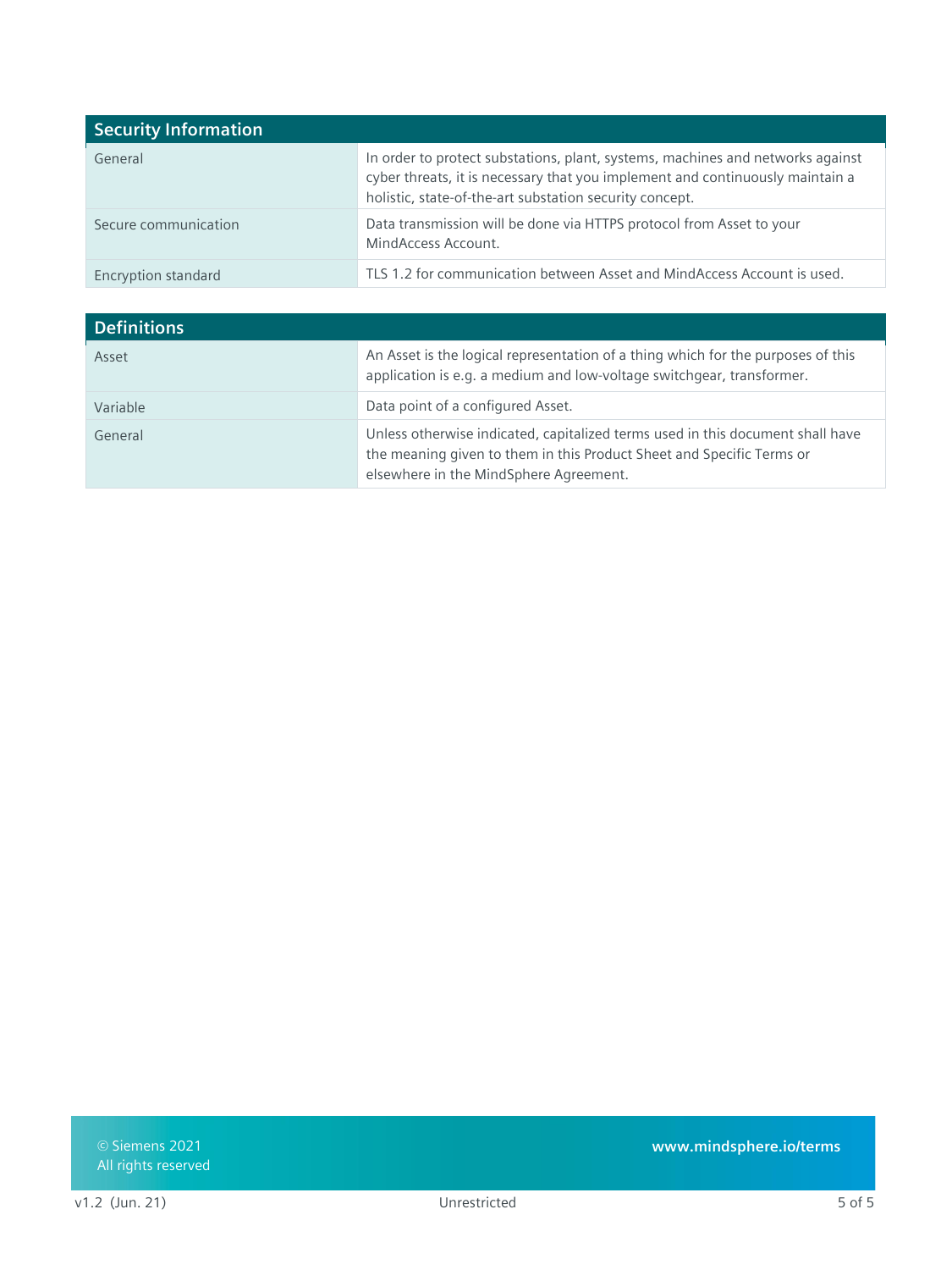| Security Information | |
|---|---|
| General | In order to protect substations, plant, systems, machines and networks against cyber threats, it is necessary that you implement and continuously maintain a holistic, state-of-the-art substation security concept. |
| Secure communication | Data transmission will be done via HTTPS protocol from Asset to your MindAccess Account. |
| Encryption standard | TLS 1.2 for communication between Asset and MindAccess Account is used. |

| Definitions | |
|---|---|
| Asset | An Asset is the logical representation of a thing which for the purposes of this application is e.g. a medium and low-voltage switchgear, transformer. |
| Variable | Data point of a configured Asset. |
| General | Unless otherwise indicated, capitalized terms used in this document shall have the meaning given to them in this Product Sheet and Specific Terms or elsewhere in the MindSphere Agreement. |

© Siemens 2021
All rights reserved

www.mindsphere.io/terms

v1.2 (Jun. 21)

Unrestricted